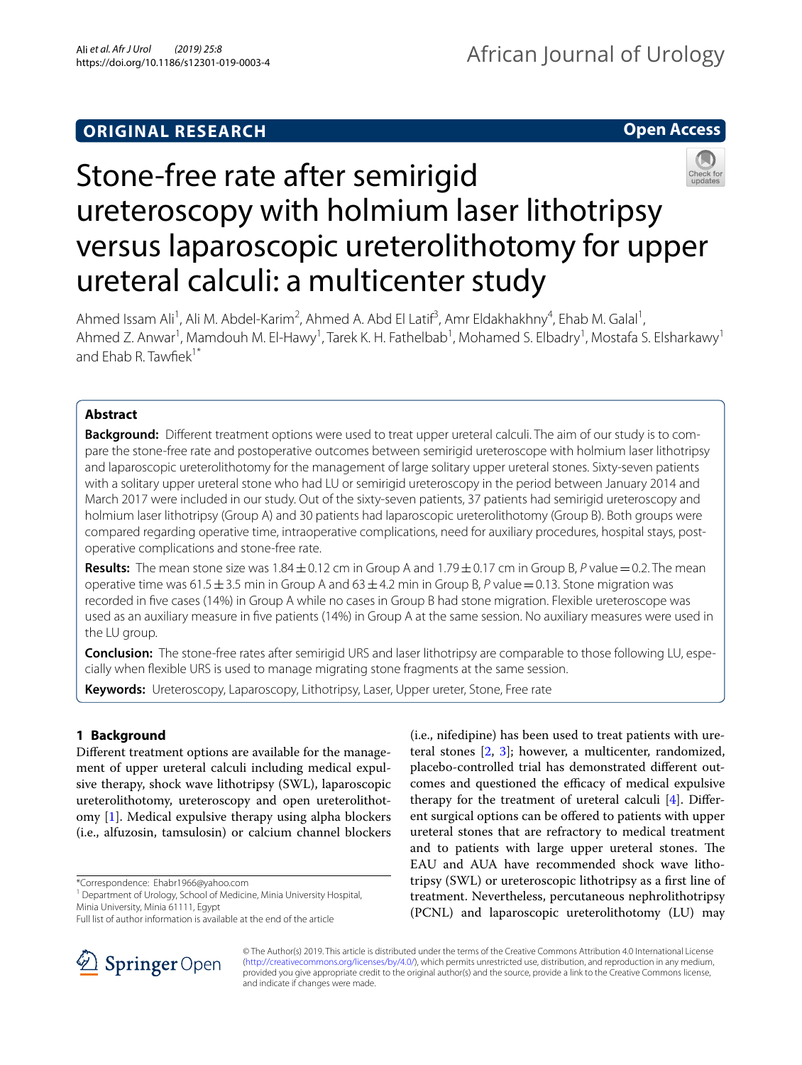ORIGINAL RESEARCH

Open Access

# Stone-free rate after semirigid ureteroscopy with holmium laser lithotripsy versus laparoscopic ureterolithotomy for upper ureteral calculi: a multicenter study

Ahmed Issam Ali[1], Ali M. Abdel-Karim[2], Ahmed A. Abd El Latif[3], Amr Eldakhakhny[4], Ehab M. Galal[1], Ahmed Z. Anwar[1], Mamdouh M. El-Hawy[1], Tarek K. H. Fathelbab[1], Mohamed S. Elbadry[1], Mostafa S. Elsharkawy[1] and Ehab R. Tawfiek[1*]

## Abstract

**Background:** Different treatment options were used to treat upper ureteral calculi. The aim of our study is to compare the stone-free rate and postoperative outcomes between semirigid ureteroscope with holmium laser lithotripsy and laparoscopic ureterolithotomy for the management of large solitary upper ureteral stones. Sixty-seven patients with a solitary upper ureteral stone who had LU or semirigid ureteroscopy in the period between January 2014 and March 2017 were included in our study. Out of the sixty-seven patients, 37 patients had semirigid ureteroscopy and holmium laser lithotripsy (Group A) and 30 patients had laparoscopic ureterolithotomy (Group B). Both groups were compared regarding operative time, intraoperative complications, need for auxiliary procedures, hospital stays, postoperative complications and stone-free rate.

**Results:** The mean stone size was 1.84 ± 0.12 cm in Group A and 1.79 ± 0.17 cm in Group B, *P* value = 0.2. The mean operative time was 61.5 ± 3.5 min in Group A and 63 ± 4.2 min in Group B, *P* value = 0.13. Stone migration was recorded in five cases (14%) in Group A while no cases in Group B had stone migration. Flexible ureteroscope was used as an auxiliary measure in five patients (14%) in Group A at the same session. No auxiliary measures were used in the LU group.

**Conclusion:** The stone-free rates after semirigid URS and laser lithotripsy are comparable to those following LU, especially when flexible URS is used to manage migrating stone fragments at the same session.

**Keywords:** Ureteroscopy, Laparoscopy, Lithotripsy, Laser, Upper ureter, Stone, Free rate

## 1 Background

Different treatment options are available for the management of upper ureteral calculi including medical expulsive therapy, shock wave lithotripsy (SWL), laparoscopic ureterolithotomy, ureteroscopy and open ureterolithotomy [1]. Medical expulsive therapy using alpha blockers (i.e., alfuzosin, tamsulosin) or calcium channel blockers (i.e., nifedipine) has been used to treat patients with ureteral stones [2, 3]; however, a multicenter, randomized, placebo-controlled trial has demonstrated different outcomes and questioned the efficacy of medical expulsive therapy for the treatment of ureteral calculi [4]. Different surgical options can be offered to patients with upper ureteral stones that are refractory to medical treatment and to patients with large upper ureteral stones. The EAU and AUA have recommended shock wave lithotripsy (SWL) or ureteroscopic lithotripsy as a first line of treatment. Nevertheless, percutaneous nephrolithotripsy (PCNL) and laparoscopic ureterolithotomy (LU) may

*Correspondence: Ehabr1966@yahoo.com

[1] Department of Urology, School of Medicine, Minia University Hospital, Minia University, Minia 61111, Egypt

Full list of author information is available at the end of the article

© The Author(s) 2019. This article is distributed under the terms of the Creative Commons Attribution 4.0 International License (http://creativecommons.org/licenses/by/4.0/), which permits unrestricted use, distribution, and reproduction in any medium, provided you give appropriate credit to the original author(s) and the source, provide a link to the Creative Commons license, and indicate if changes were made.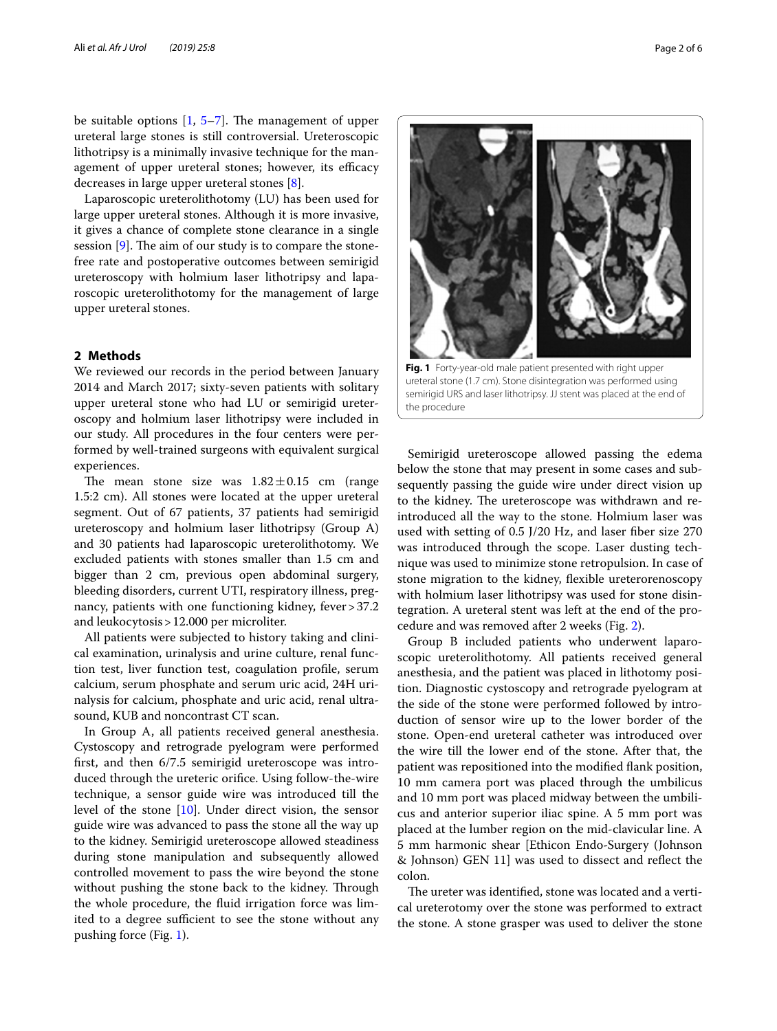be suitable options [1, 5–7]. The management of upper ureteral large stones is still controversial. Ureteroscopic lithotripsy is a minimally invasive technique for the management of upper ureteral stones; however, its efficacy decreases in large upper ureteral stones [8].

Laparoscopic ureterolithotomy (LU) has been used for large upper ureteral stones. Although it is more invasive, it gives a chance of complete stone clearance in a single session [9]. The aim of our study is to compare the stone-free rate and postoperative outcomes between semirigid ureteroscopy with holmium laser lithotripsy and laparoscopic ureterolithotomy for the management of large upper ureteral stones.

## 2 Methods

We reviewed our records in the period between January 2014 and March 2017; sixty-seven patients with solitary upper ureteral stone who had LU or semirigid ureteroscopy and holmium laser lithotripsy were included in our study. All procedures in the four centers were performed by well-trained surgeons with equivalent surgical experiences.

The mean stone size was $1.82 \pm 0.15$ cm (range 1.5:2 cm). All stones were located at the upper ureteral segment. Out of 67 patients, 37 patients had semirigid ureteroscopy and holmium laser lithotripsy (Group A) and 30 patients had laparoscopic ureterolithotomy. We excluded patients with stones smaller than 1.5 cm and bigger than 2 cm, previous open abdominal surgery, bleeding disorders, current UTI, respiratory illness, pregnancy, patients with one functioning kidney, fever > 37.2 and leukocytosis > 12.000 per microliter.

All patients were subjected to history taking and clinical examination, urinalysis and urine culture, renal function test, liver function test, coagulation profile, serum calcium, serum phosphate and serum uric acid, 24H urinalysis for calcium, phosphate and uric acid, renal ultrasound, KUB and noncontrast CT scan.

In Group A, all patients received general anesthesia. Cystoscopy and retrograde pyelogram were performed first, and then 6/7.5 semirigid ureteroscope was introduced through the ureteric orifice. Using follow-the-wire technique, a sensor guide wire was introduced till the level of the stone [10]. Under direct vision, the sensor guide wire was advanced to pass the stone all the way up to the kidney. Semirigid ureteroscope allowed steadiness during stone manipulation and subsequently allowed controlled movement to pass the wire beyond the stone without pushing the stone back to the kidney. Through the whole procedure, the fluid irrigation force was limited to a degree sufficient to see the stone without any pushing force (Fig. 1).

**Fig. 1** Forty-year-old male patient presented with right upper ureteral stone (1.7 cm). Stone disintegration was performed using semirigid URS and laser lithotripsy. JJ stent was placed at the end of the procedure

Semirigid ureteroscope allowed passing the edema below the stone that may present in some cases and subsequently passing the guide wire under direct vision up to the kidney. The ureteroscope was withdrawn and re-introduced all the way to the stone. Holmium laser was used with setting of 0.5 J/20 Hz, and laser fiber size 270 was introduced through the scope. Laser dusting technique was used to minimize stone retropulsion. In case of stone migration to the kidney, flexible ureterorenoscopy with holmium laser lithotripsy was used for stone disintegration. A ureteral stent was left at the end of the procedure and was removed after 2 weeks (Fig. 2).

Group B included patients who underwent laparoscopic ureterolithotomy. All patients received general anesthesia, and the patient was placed in lithotomy position. Diagnostic cystoscopy and retrograde pyelogram at the side of the stone were performed followed by introduction of sensor wire up to the lower border of the stone. Open-end ureteral catheter was introduced over the wire till the lower end of the stone. After that, the patient was repositioned into the modified flank position, 10 mm camera port was placed through the umbilicus and 10 mm port was placed midway between the umbilicus and anterior superior iliac spine. A 5 mm port was placed at the lumber region on the mid-clavicular line. A 5 mm harmonic shear [Ethicon Endo-Surgery (Johnson & Johnson) GEN 11] was used to dissect and reflect the colon.

The ureter was identified, stone was located and a vertical ureterotomy over the stone was performed to extract the stone. A stone grasper was used to deliver the stone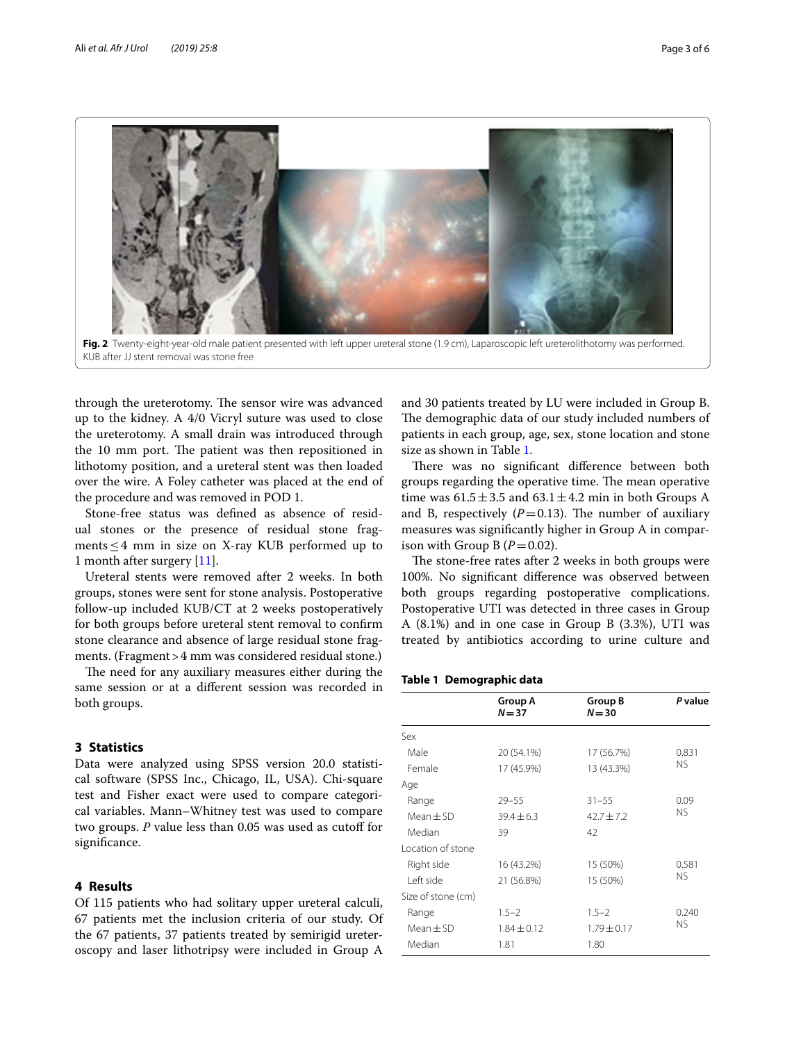Fig. 2 Twenty-eight-year-old male patient presented with left upper ureteral stone (1.9 cm), Laparoscopic left ureterolithotomy was performed. KUB after JJ stent removal was stone free

through the ureterotomy. The sensor wire was advanced up to the kidney. A 4/0 Vicryl suture was used to close the ureterotomy. A small drain was introduced through the 10 mm port. The patient was then repositioned in lithotomy position, and a ureteral stent was then loaded over the wire. A Foley catheter was placed at the end of the procedure and was removed in POD 1.

Stone-free status was defined as absence of residual stones or the presence of residual stone fragments ≤ 4 mm in size on X-ray KUB performed up to 1 month after surgery [11].

Ureteral stents were removed after 2 weeks. In both groups, stones were sent for stone analysis. Postoperative follow-up included KUB/CT at 2 weeks postoperatively for both groups before ureteral stent removal to confirm stone clearance and absence of large residual stone fragments. (Fragment > 4 mm was considered residual stone.)

The need for any auxiliary measures either during the same session or at a different session was recorded in both groups.

## 3 Statistics

Data were analyzed using SPSS version 20.0 statistical software (SPSS Inc., Chicago, IL, USA). Chi-square test and Fisher exact were used to compare categorical variables. Mann–Whitney test was used to compare two groups. *P* value less than 0.05 was used as cutoff for significance.

## 4 Results

Of 115 patients who had solitary upper ureteral calculi, 67 patients met the inclusion criteria of our study. Of the 67 patients, 37 patients treated by semirigid ureteroscopy and laser lithotripsy were included in Group A and 30 patients treated by LU were included in Group B. The demographic data of our study included numbers of patients in each group, age, sex, stone location and stone size as shown in Table 1.

There was no significant difference between both groups regarding the operative time. The mean operative time was 61.5 ± 3.5 and 63.1 ± 4.2 min in both Groups A and B, respectively ($P = 0.13$). The number of auxiliary measures was significantly higher in Group A in comparison with Group B ($P = 0.02$).

The stone-free rates after 2 weeks in both groups were 100%. No significant difference was observed between both groups regarding postoperative complications. Postoperative UTI was detected in three cases in Group A (8.1%) and in one case in Group B (3.3%), UTI was treated by antibiotics according to urine culture and

**Table 1 Demographic data**

| | Group A $N = 37$ | Group B $N = 30$ | *P* value |
|---|---|---|---|
| Sex | | | |
| Male | 20 (54.1%) | 17 (56.7%) | 0.831 NS |
| Female | 17 (45.9%) | 13 (43.3%) | |
| Age | | | |
| Range | 29–55 | 31–55 | 0.09 NS |
| Mean ± SD | 39.4 ± 6.3 | 42.7 ± 7.2 | |
| Median | 39 | 42 | |
| Location of stone | | | |
| Right side | 16 (43.2%) | 15 (50%) | 0.581 NS |
| Left side | 21 (56.8%) | 15 (50%) | |
| Size of stone (cm) | | | |
| Range | 1.5–2 | 1.5–2 | 0.240 NS |
| Mean ± SD | 1.84 ± 0.12 | 1.79 ± 0.17 | |
| Median | 1.81 | 1.80 | |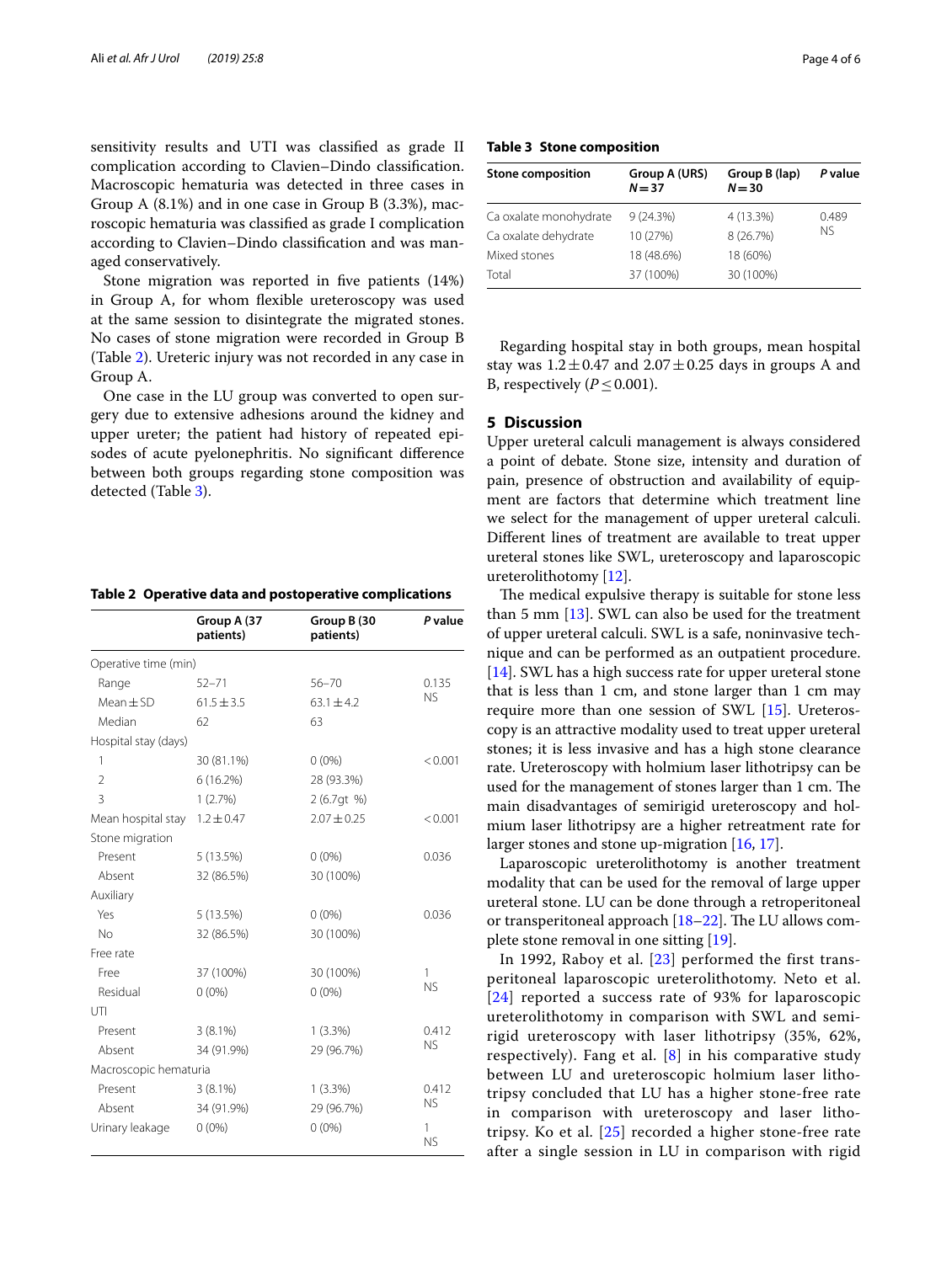sensitivity results and UTI was classified as grade II complication according to Clavien–Dindo classification. Macroscopic hematuria was detected in three cases in Group A (8.1%) and in one case in Group B (3.3%), macroscopic hematuria was classified as grade I complication according to Clavien–Dindo classification and was managed conservatively.

Stone migration was reported in five patients (14%) in Group A, for whom flexible ureteroscopy was used at the same session to disintegrate the migrated stones. No cases of stone migration were recorded in Group B (Table 2). Ureteric injury was not recorded in any case in Group A.

One case in the LU group was converted to open surgery due to extensive adhesions around the kidney and upper ureter; the patient had history of repeated episodes of acute pyelonephritis. No significant difference between both groups regarding stone composition was detected (Table 3).

**Table 2 Operative data and postoperative complications**

| | Group A (37 patients) | Group B (30 patients) | *P* value |
|---|---|---|---|
| Operative time (min) | | | |
| Range | 52–71 | 56–70 | 0.135 NS |
| Mean ± SD | 61.5 ± 3.5 | 63.1 ± 4.2 | |
| Median | 62 | 63 | |
| Hospital stay (days) | | | |
| 1 | 30 (81.1%) | 0 (0%) | < 0.001 |
| 2 | 6 (16.2%) | 28 (93.3%) | |
| 3 | 1 (2.7%) | 2 (6.7gt %) | |
| Mean hospital stay | 1.2 ± 0.47 | 2.07 ± 0.25 | < 0.001 |
| Stone migration | | | |
| Present | 5 (13.5%) | 0 (0%) | 0.036 |
| Absent | 32 (86.5%) | 30 (100%) | |
| Auxiliary | | | |
| Yes | 5 (13.5%) | 0 (0%) | 0.036 |
| No | 32 (86.5%) | 30 (100%) | |
| Free rate | | | |
| Free | 37 (100%) | 30 (100%) | 1 NS |
| Residual | 0 (0%) | 0 (0%) | |
| UTI | | | |
| Present | 3 (8.1%) | 1 (3.3%) | 0.412 NS |
| Absent | 34 (91.9%) | 29 (96.7%) | |
| Macroscopic hematuria | | | |
| Present | 3 (8.1%) | 1 (3.3%) | 0.412 NS |
| Absent | 34 (91.9%) | 29 (96.7%) | |
| Urinary leakage | 0 (0%) | 0 (0%) | 1 NS |

**Table 3 Stone composition**

| Stone composition | Group A (URS) $N = 37$ | Group B (lap) $N = 30$ | *P* value |
|---|---|---|---|
| Ca oxalate monohydrate | 9 (24.3%) | 4 (13.3%) | 0.489 NS |
| Ca oxalate dehydrate | 10 (27%) | 8 (26.7%) | |
| Mixed stones | 18 (48.6%) | 18 (60%) | |
| Total | 37 (100%) | 30 (100%) | |

Regarding hospital stay in both groups, mean hospital stay was 1.2 ± 0.47 and 2.07 ± 0.25 days in groups A and B, respectively ($P \leq 0.001$).

## 5 Discussion

Upper ureteral calculi management is always considered a point of debate. Stone size, intensity and duration of pain, presence of obstruction and availability of equipment are factors that determine which treatment line we select for the management of upper ureteral calculi. Different lines of treatment are available to treat upper ureteral stones like SWL, ureteroscopy and laparoscopic ureterolithotomy [12].

The medical expulsive therapy is suitable for stone less than 5 mm [13]. SWL can also be used for the treatment of upper ureteral calculi. SWL is a safe, noninvasive technique and can be performed as an outpatient procedure. [14]. SWL has a high success rate for upper ureteral stone that is less than 1 cm, and stone larger than 1 cm may require more than one session of SWL [15]. Ureteroscopy is an attractive modality used to treat upper ureteral stones; it is less invasive and has a high stone clearance rate. Ureteroscopy with holmium laser lithotripsy can be used for the management of stones larger than 1 cm. The main disadvantages of semirigid ureteroscopy and holmium laser lithotripsy are a higher retreatment rate for larger stones and stone up-migration [16, 17].

Laparoscopic ureterolithotomy is another treatment modality that can be used for the removal of large upper ureteral stone. LU can be done through a retroperitoneal or transperitoneal approach [18–22]. The LU allows complete stone removal in one sitting [19].

In 1992, Raboy et al. [23] performed the first transperitoneal laparoscopic ureterolithotomy. Neto et al. [24] reported a success rate of 93% for laparoscopic ureterolithotomy in comparison with SWL and semirigid ureteroscopy with laser lithotripsy (35%, 62%, respectively). Fang et al. [8] in his comparative study between LU and ureteroscopic holmium laser lithotripsy concluded that LU has a higher stone-free rate in comparison with ureteroscopy and laser lithotripsy. Ko et al. [25] recorded a higher stone-free rate after a single session in LU in comparison with rigid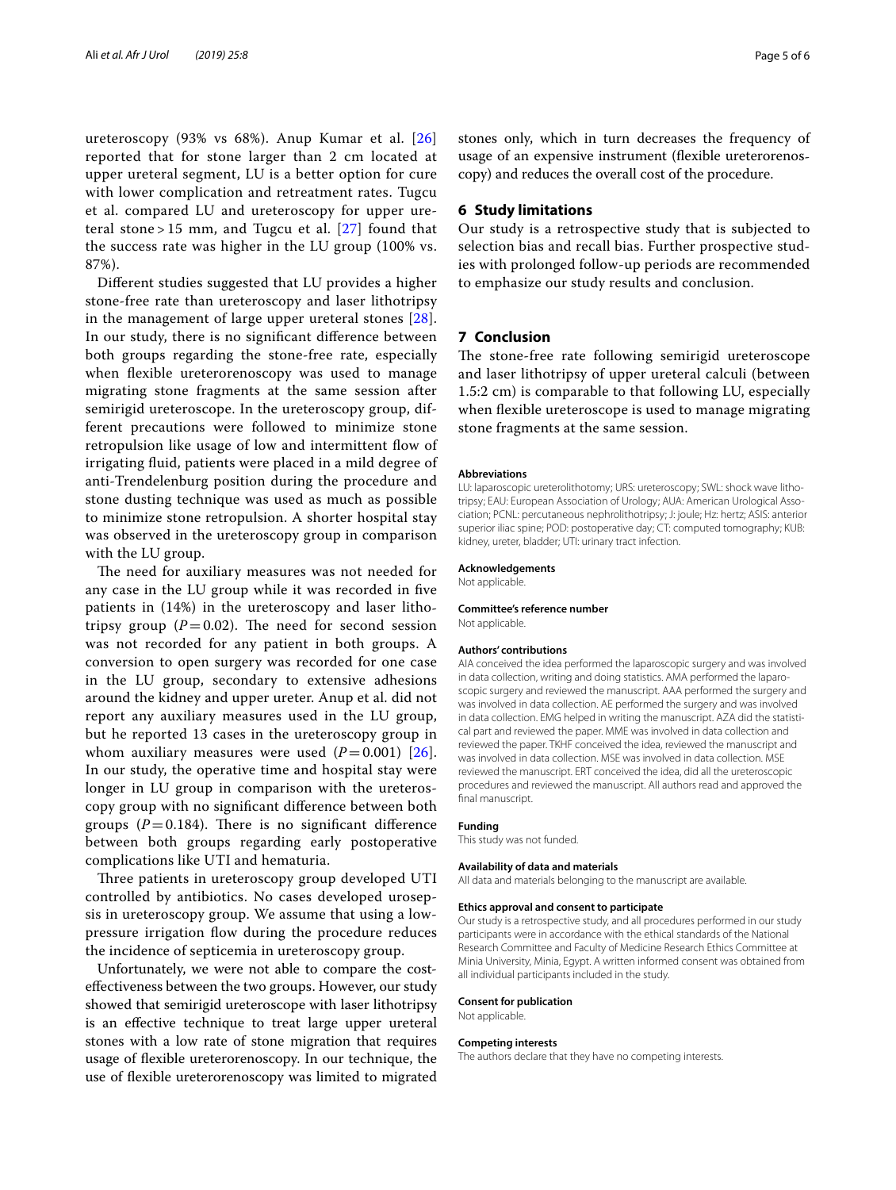ureteroscopy (93% vs 68%). Anup Kumar et al. [26] reported that for stone larger than 2 cm located at upper ureteral segment, LU is a better option for cure with lower complication and retreatment rates. Tugcu et al. compared LU and ureteroscopy for upper ureteral stone > 15 mm, and Tugcu et al. [27] found that the success rate was higher in the LU group (100% vs. 87%).

Different studies suggested that LU provides a higher stone-free rate than ureteroscopy and laser lithotripsy in the management of large upper ureteral stones [28]. In our study, there is no significant difference between both groups regarding the stone-free rate, especially when flexible ureterorenoscopy was used to manage migrating stone fragments at the same session after semirigid ureteroscope. In the ureteroscopy group, different precautions were followed to minimize stone retropulsion like usage of low and intermittent flow of irrigating fluid, patients were placed in a mild degree of anti-Trendelenburg position during the procedure and stone dusting technique was used as much as possible to minimize stone retropulsion. A shorter hospital stay was observed in the ureteroscopy group in comparison with the LU group.

The need for auxiliary measures was not needed for any case in the LU group while it was recorded in five patients in (14%) in the ureteroscopy and laser lithotripsy group ($P = 0.02$). The need for second session was not recorded for any patient in both groups. A conversion to open surgery was recorded for one case in the LU group, secondary to extensive adhesions around the kidney and upper ureter. Anup et al. did not report any auxiliary measures used in the LU group, but he reported 13 cases in the ureteroscopy group in whom auxiliary measures were used ($P = 0.001$) [26]. In our study, the operative time and hospital stay were longer in LU group in comparison with the ureteroscopy group with no significant difference between both groups ($P = 0.184$). There is no significant difference between both groups regarding early postoperative complications like UTI and hematuria.

Three patients in ureteroscopy group developed UTI controlled by antibiotics. No cases developed urosepsis in ureteroscopy group. We assume that using a low-pressure irrigation flow during the procedure reduces the incidence of septicemia in ureteroscopy group.

Unfortunately, we were not able to compare the cost-effectiveness between the two groups. However, our study showed that semirigid ureteroscope with laser lithotripsy is an effective technique to treat large upper ureteral stones with a low rate of stone migration that requires usage of flexible ureterorenoscopy. In our technique, the use of flexible ureterorenoscopy was limited to migrated stones only, which in turn decreases the frequency of usage of an expensive instrument (flexible ureterorenoscopy) and reduces the overall cost of the procedure.

## 6 Study limitations

Our study is a retrospective study that is subjected to selection bias and recall bias. Further prospective studies with prolonged follow-up periods are recommended to emphasize our study results and conclusion.

## 7 Conclusion

The stone-free rate following semirigid ureteroscope and laser lithotripsy of upper ureteral calculi (between 1.5:2 cm) is comparable to that following LU, especially when flexible ureteroscope is used to manage migrating stone fragments at the same session.

**Abbreviations**

LU: laparoscopic ureterolithotomy; URS: ureteroscopy; SWL: shock wave lithotripsy; EAU: European Association of Urology; AUA: American Urological Association; PCNL: percutaneous nephrolithotripsy; J: joule; Hz: hertz; ASIS: anterior superior iliac spine; POD: postoperative day; CT: computed tomography; KUB: kidney, ureter, bladder; UTI: urinary tract infection.

**Acknowledgements**

Not applicable.

**Committee's reference number**

Not applicable.

**Authors' contributions**

AIA conceived the idea performed the laparoscopic surgery and was involved in data collection, writing and doing statistics. AMA performed the laparoscopic surgery and reviewed the manuscript. AAA performed the surgery and was involved in data collection. AE performed the surgery and was involved in data collection. EMG helped in writing the manuscript. AZA did the statistical part and reviewed the paper. MME was involved in data collection and reviewed the paper. TKHF conceived the idea, reviewed the manuscript and was involved in data collection. MSE was involved in data collection. MSE reviewed the manuscript. ERT conceived the idea, did all the ureteroscopic procedures and reviewed the manuscript. All authors read and approved the final manuscript.

**Funding**

This study was not funded.

**Availability of data and materials**

All data and materials belonging to the manuscript are available.

**Ethics approval and consent to participate**

Our study is a retrospective study, and all procedures performed in our study participants were in accordance with the ethical standards of the National Research Committee and Faculty of Medicine Research Ethics Committee at Minia University, Minia, Egypt. A written informed consent was obtained from all individual participants included in the study.

**Consent for publication**

Not applicable.

**Competing interests**

The authors declare that they have no competing interests.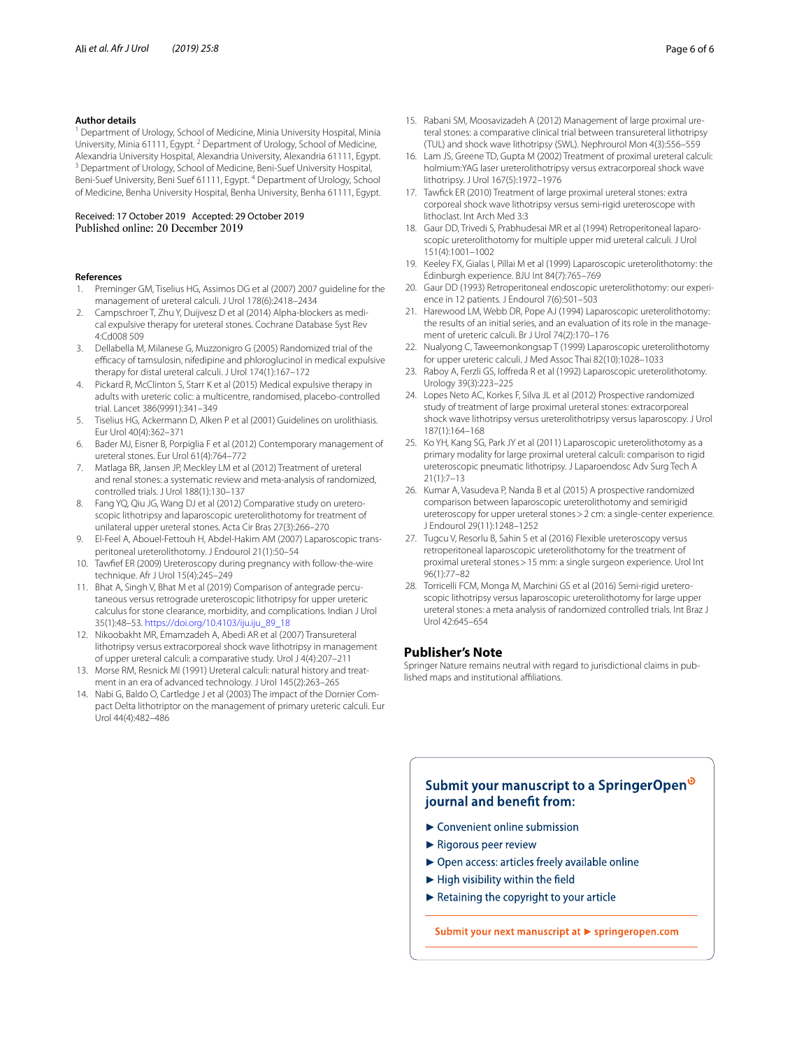### Author details

[1] Department of Urology, School of Medicine, Minia University Hospital, Minia University, Minia 61111, Egypt. [2] Department of Urology, School of Medicine, Alexandria University Hospital, Alexandria University, Alexandria 61111, Egypt. [3] Department of Urology, School of Medicine, Beni-Suef University Hospital, Beni-Suef University, Beni Suef 61111, Egypt. [4] Department of Urology, School of Medicine, Benha University Hospital, Benha University, Benha 61111, Egypt.

Received: 17 October 2019 Accepted: 29 October 2019
Published online: 20 December 2019

### References

1. Preminger GM, Tiselius HG, Assimos DG et al (2007) 2007 guideline for the management of ureteral calculi. J Urol 178(6):2418–2434
2. Campschroer T, Zhu Y, Duijvesz D et al (2014) Alpha-blockers as medical expulsive therapy for ureteral stones. Cochrane Database Syst Rev 4:Cd008 509
3. Dellabella M, Milanese G, Muzzonigro G (2005) Randomized trial of the efficacy of tamsulosin, nifedipine and phloroglucinol in medical expulsive therapy for distal ureteral calculi. J Urol 174(1):167–172
4. Pickard R, McClinton S, Starr K et al (2015) Medical expulsive therapy in adults with ureteric colic: a multicentre, randomised, placebo-controlled trial. Lancet 386(9991):341–349
5. Tiselius HG, Ackermann D, Alken P et al (2001) Guidelines on urolithiasis. Eur Urol 40(4):362–371
6. Bader MJ, Eisner B, Porpiglia F et al (2012) Contemporary management of ureteral stones. Eur Urol 61(4):764–772
7. Matlaga BR, Jansen JP, Meckley LM et al (2012) Treatment of ureteral and renal stones: a systematic review and meta-analysis of randomized, controlled trials. J Urol 188(1):130–137
8. Fang YQ, Qiu JG, Wang DJ et al (2012) Comparative study on ureteroscopic lithotripsy and laparoscopic ureterolithotomy for treatment of unilateral upper ureteral stones. Acta Cir Bras 27(3):266–270
9. El-Feel A, Abouel-Fettouh H, Abdel-Hakim AM (2007) Laparoscopic transperitoneal ureterolithotomy. J Endourol 21(1):50–54
10. Tawfief ER (2009) Ureteroscopy during pregnancy with follow-the-wire technique. Afr J Urol 15(4):245–249
11. Bhat A, Singh V, Bhat M et al (2019) Comparison of antegrade percutaneous versus retrograde ureteroscopic lithotripsy for upper ureteric calculus for stone clearance, morbidity, and complications. Indian J Urol 35(1):48–53. https://doi.org/10.4103/iju.iju_89_18
12. Nikoobakht MR, Emamzadeh A, Abedi AR et al (2007) Transureteral lithotripsy versus extracorporeal shock wave lithotripsy in management of upper ureteral calculi: a comparative study. Urol J 4(4):207–211
13. Morse RM, Resnick MI (1991) Ureteral calculi: natural history and treatment in an era of advanced technology. J Urol 145(2):263–265
14. Nabi G, Baldo O, Cartledge J et al (2003) The impact of the Dornier Compact Delta lithotriptor on the management of primary ureteric calculi. Eur Urol 44(4):482–486
15. Rabani SM, Moosavizadeh A (2012) Management of large proximal ureteral stones: a comparative clinical trial between transureteral lithotripsy (TUL) and shock wave lithotripsy (SWL). Nephrourol Mon 4(3):556–559
16. Lam JS, Greene TD, Gupta M (2002) Treatment of proximal ureteral calculi: holmium:YAG laser ureterolithotripsy versus extracorporeal shock wave lithotripsy. J Urol 167(5):1972–1976
17. Tawfick ER (2010) Treatment of large proximal ureteral stones: extra corporeal shock wave lithotripsy versus semi-rigid ureteroscope with lithoclast. Int Arch Med 3:3
18. Gaur DD, Trivedi S, Prabhudesai MR et al (1994) Retroperitoneal laparoscopic ureterolithotomy for multiple upper mid ureteral calculi. J Urol 151(4):1001–1002
19. Keeley FX, Gialas I, Pillai M et al (1999) Laparoscopic ureterolithotomy: the Edinburgh experience. BJU Int 84(7):765–769
20. Gaur DD (1993) Retroperitoneal endoscopic ureterolithotomy: our experience in 12 patients. J Endourol 7(6):501–503
21. Harewood LM, Webb DR, Pope AJ (1994) Laparoscopic ureterolithotomy: the results of an initial series, and an evaluation of its role in the management of ureteric calculi. Br J Urol 74(2):170–176
22. Nualyong C, Taweemonkongsap T (1999) Laparoscopic ureterolithotomy for upper ureteric calculi. J Med Assoc Thai 82(10):1028–1033
23. Raboy A, Ferzli GS, Ioffreda R et al (1992) Laparoscopic ureterolithotomy. Urology 39(3):223–225
24. Lopes Neto AC, Korkes F, Silva JL et al (2012) Prospective randomized study of treatment of large proximal ureteral stones: extracorporeal shock wave lithotripsy versus ureterolithotripsy versus laparoscopy. J Urol 187(1):164–168
25. Ko YH, Kang SG, Park JY et al (2011) Laparoscopic ureterolithotomy as a primary modality for large proximal ureteral calculi: comparison to rigid ureteroscopic pneumatic lithotripsy. J Laparoendosc Adv Surg Tech A 21(1):7–13
26. Kumar A, Vasudeva P, Nanda B et al (2015) A prospective randomized comparison between laparoscopic ureterolithotomy and semirigid ureteroscopy for upper ureteral stones > 2 cm: a single-center experience. J Endourol 29(11):1248–1252
27. Tugcu V, Resorlu B, Sahin S et al (2016) Flexible ureteroscopy versus retroperitoneal laparoscopic ureterolithotomy for the treatment of proximal ureteral stones > 15 mm: a single surgeon experience. Urol Int 96(1):77–82
28. Torricelli FCM, Monga M, Marchini GS et al (2016) Semi-rigid ureteroscopic lithotripsy versus laparoscopic ureterolithotomy for large upper ureteral stones: a meta analysis of randomized controlled trials. Int Braz J Urol 42:645–654

## Publisher's Note

Springer Nature remains neutral with regard to jurisdictional claims in published maps and institutional affiliations.

**Submit your manuscript to a SpringerOpen journal and benefit from:**

- Convenient online submission
- Rigorous peer review
- Open access: articles freely available online
- High visibility within the field
- Retaining the copyright to your article

**Submit your next manuscript at ▶ springeropen.com**